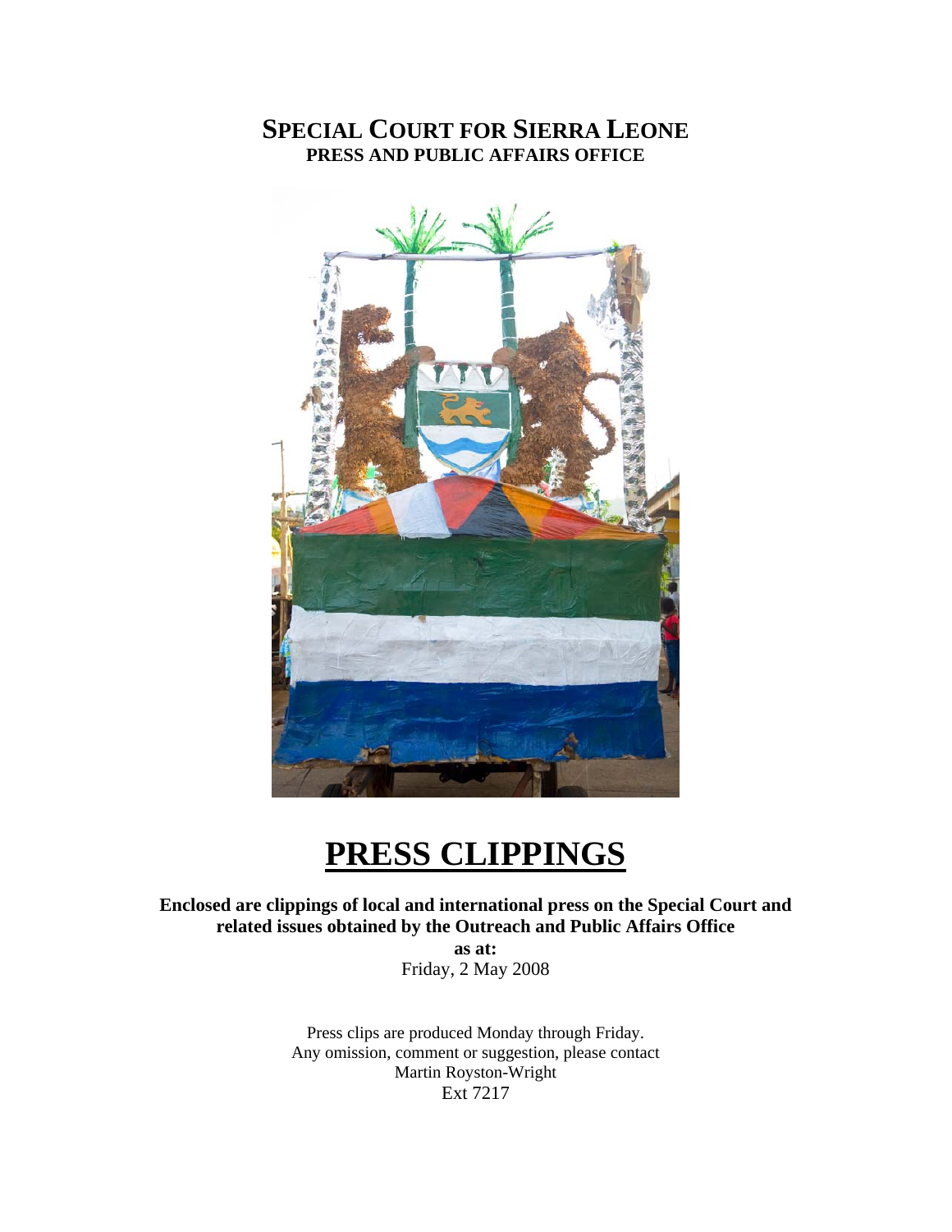# SPECIAL COURT FOR SIERRA LEONE

**PRESS AND PUBLIC AFFAIRS OFFICE**

# PRESS CLIPPINGS

**Enclosed are clippings of local and international press on the Special Court and related issues obtained by the Outreach and Public Affairs Office**

**as at:**

Friday, 2 May 2008

Press clips are produced Monday through Friday.
Any omission, comment or suggestion, please contact
Martin Royston-Wright
Ext 7217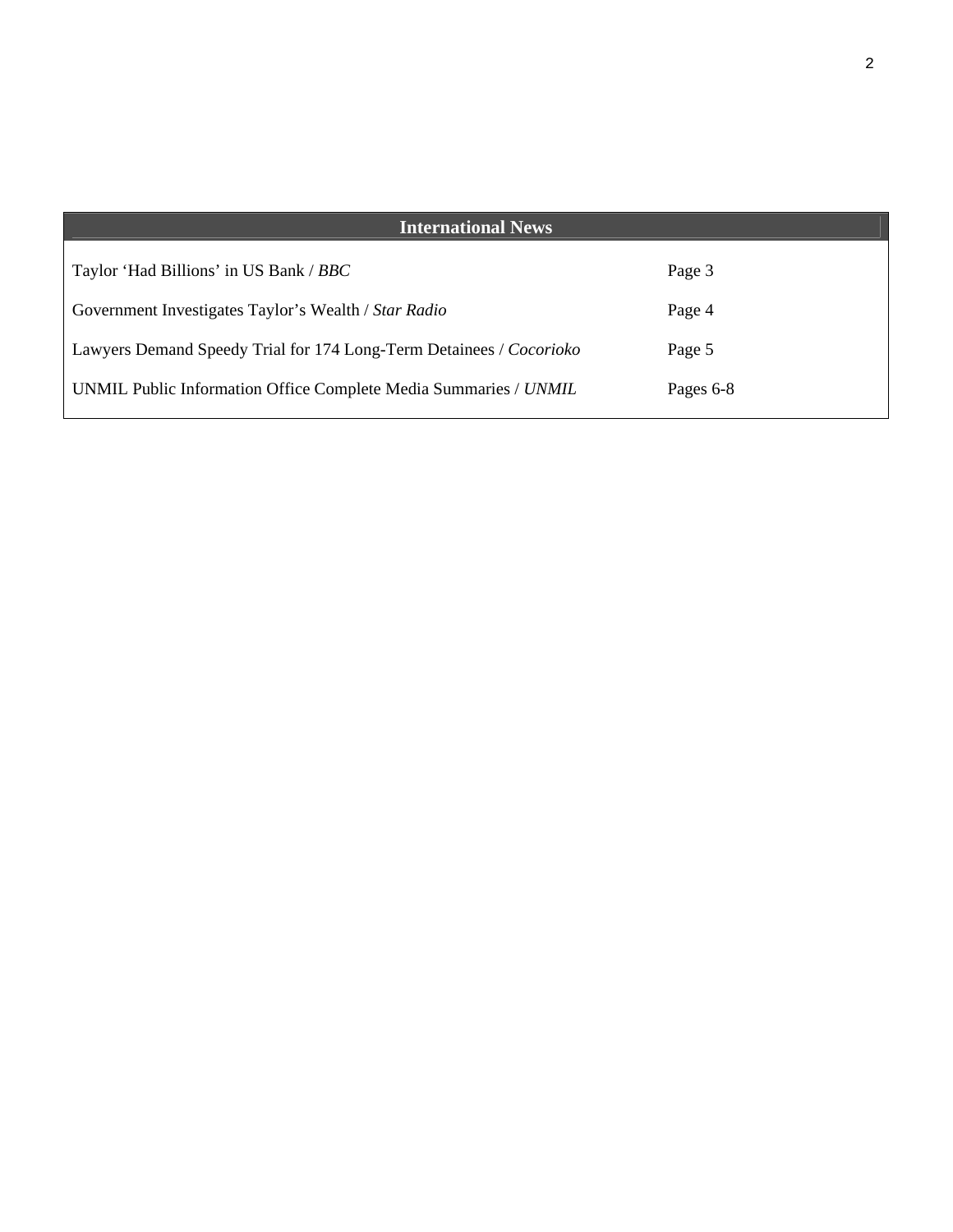## International News

| | |
|---|---|
| Taylor ‘Had Billions’ in US Bank / *BBC* | Page 3 |
| Government Investigates Taylor’s Wealth / *Star Radio* | Page 4 |
| Lawyers Demand Speedy Trial for 174 Long-Term Detainees / *Cocorioko* | Page 5 |
| UNMIL Public Information Office Complete Media Summaries / *UNMIL* | Pages 6-8 |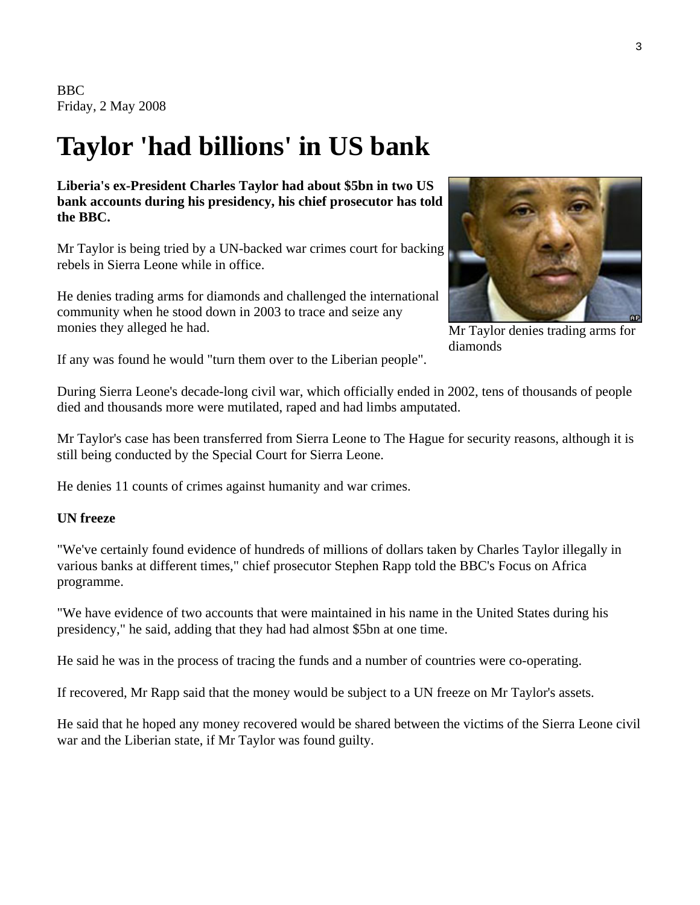BBC
Friday, 2 May 2008

# Taylor 'had billions' in US bank

**Liberia's ex-President Charles Taylor had about $5bn in two US bank accounts during his presidency, his chief prosecutor has told the BBC.**

Mr Taylor is being tried by a UN-backed war crimes court for backing rebels in Sierra Leone while in office.

He denies trading arms for diamonds and challenged the international community when he stood down in 2003 to trace and seize any monies they alleged he had.

Mr Taylor denies trading arms for diamonds

If any was found he would "turn them over to the Liberian people".

During Sierra Leone's decade-long civil war, which officially ended in 2002, tens of thousands of people died and thousands more were mutilated, raped and had limbs amputated.

Mr Taylor's case has been transferred from Sierra Leone to The Hague for security reasons, although it is still being conducted by the Special Court for Sierra Leone.

He denies 11 counts of crimes against humanity and war crimes.

**UN freeze**

"We've certainly found evidence of hundreds of millions of dollars taken by Charles Taylor illegally in various banks at different times," chief prosecutor Stephen Rapp told the BBC's Focus on Africa programme.

"We have evidence of two accounts that were maintained in his name in the United States during his presidency," he said, adding that they had had almost $5bn at one time.

He said he was in the process of tracing the funds and a number of countries were co-operating.

If recovered, Mr Rapp said that the money would be subject to a UN freeze on Mr Taylor's assets.

He said that he hoped any money recovered would be shared between the victims of the Sierra Leone civil war and the Liberian state, if Mr Taylor was found guilty.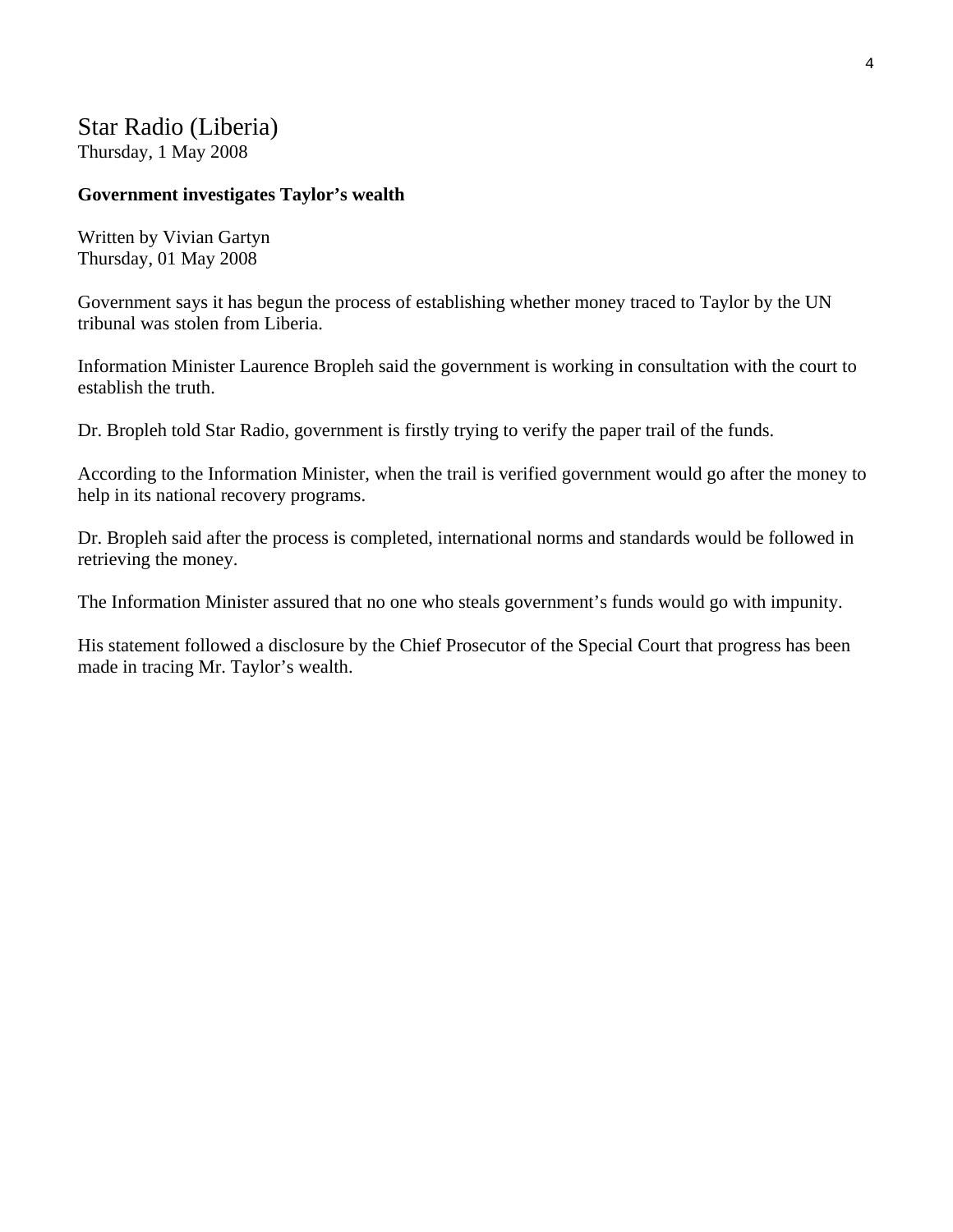## Star Radio (Liberia)

Thursday, 1 May 2008

**Government investigates Taylor's wealth**

Written by Vivian Gartyn
Thursday, 01 May 2008

Government says it has begun the process of establishing whether money traced to Taylor by the UN tribunal was stolen from Liberia.

Information Minister Laurence Bropleh said the government is working in consultation with the court to establish the truth.

Dr. Bropleh told Star Radio, government is firstly trying to verify the paper trail of the funds.

According to the Information Minister, when the trail is verified government would go after the money to help in its national recovery programs.

Dr. Bropleh said after the process is completed, international norms and standards would be followed in retrieving the money.

The Information Minister assured that no one who steals government's funds would go with impunity.

His statement followed a disclosure by the Chief Prosecutor of the Special Court that progress has been made in tracing Mr. Taylor's wealth.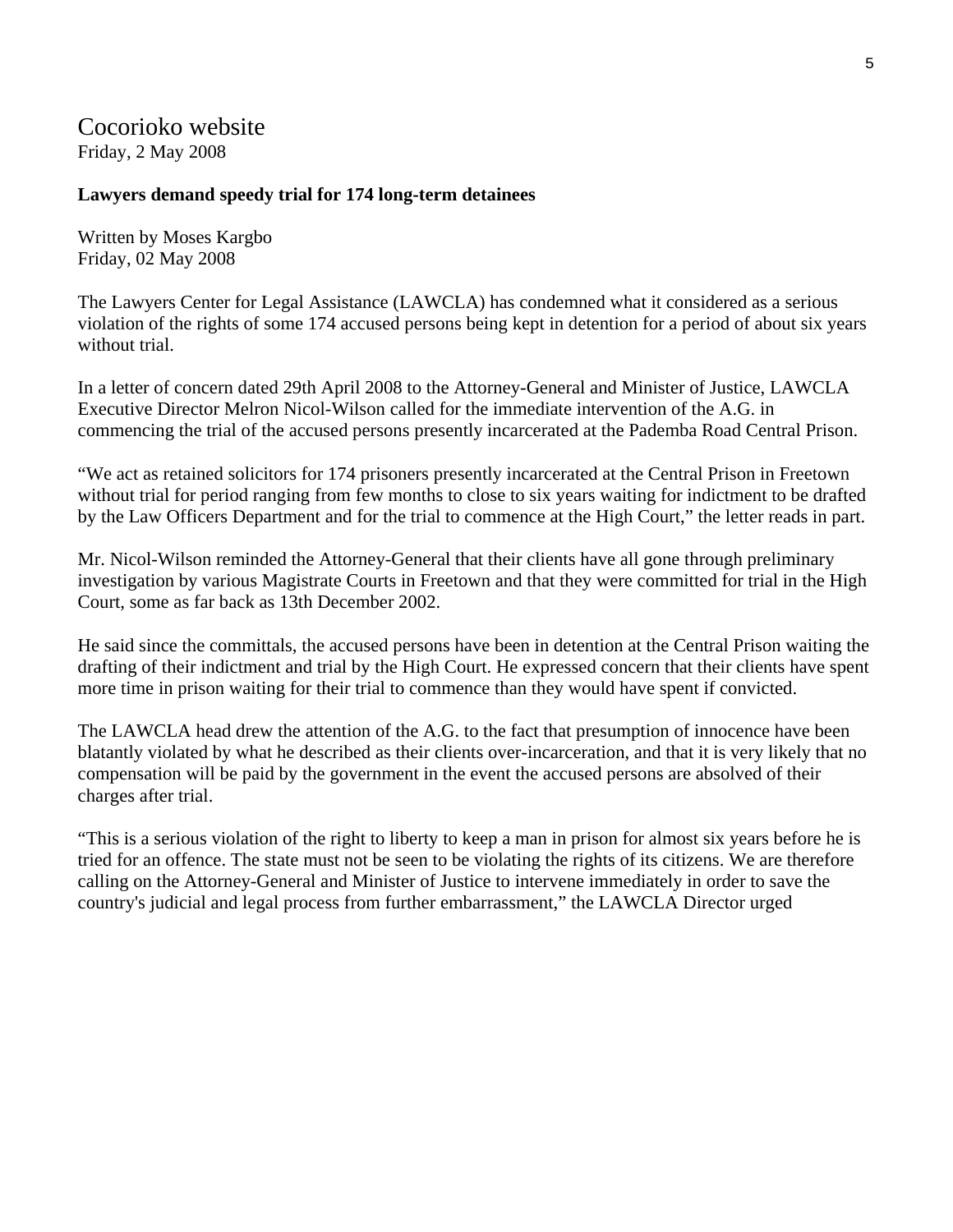# Cocorioko website

Friday, 2 May 2008

**Lawyers demand speedy trial for 174 long-term detainees**

Written by Moses Kargbo
Friday, 02 May 2008

The Lawyers Center for Legal Assistance (LAWCLA) has condemned what it considered as a serious violation of the rights of some 174 accused persons being kept in detention for a period of about six years without trial.

In a letter of concern dated 29th April 2008 to the Attorney-General and Minister of Justice, LAWCLA Executive Director Melron Nicol-Wilson called for the immediate intervention of the A.G. in commencing the trial of the accused persons presently incarcerated at the Pademba Road Central Prison.

"We act as retained solicitors for 174 prisoners presently incarcerated at the Central Prison in Freetown without trial for period ranging from few months to close to six years waiting for indictment to be drafted by the Law Officers Department and for the trial to commence at the High Court," the letter reads in part.

Mr. Nicol-Wilson reminded the Attorney-General that their clients have all gone through preliminary investigation by various Magistrate Courts in Freetown and that they were committed for trial in the High Court, some as far back as 13th December 2002.

He said since the committals, the accused persons have been in detention at the Central Prison waiting the drafting of their indictment and trial by the High Court. He expressed concern that their clients have spent more time in prison waiting for their trial to commence than they would have spent if convicted.

The LAWCLA head drew the attention of the A.G. to the fact that presumption of innocence have been blatantly violated by what he described as their clients over-incarceration, and that it is very likely that no compensation will be paid by the government in the event the accused persons are absolved of their charges after trial.

"This is a serious violation of the right to liberty to keep a man in prison for almost six years before he is tried for an offence. The state must not be seen to be violating the rights of its citizens. We are therefore calling on the Attorney-General and Minister of Justice to intervene immediately in order to save the country's judicial and legal process from further embarrassment," the LAWCLA Director urged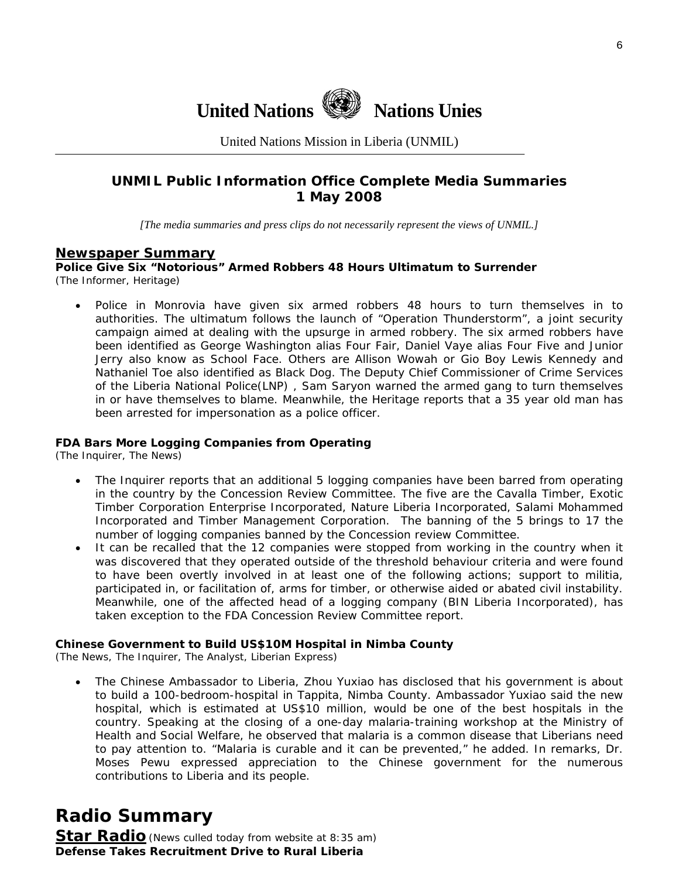**United Nations Nations Unies**

United Nations Mission in Liberia (UNMIL)

## UNMIL Public Information Office Complete Media Summaries 1 May 2008

*[The media summaries and press clips do not necessarily represent the views of UNMIL.]*

## Newspaper Summary

**Police Give Six "Notorious" Armed Robbers 48 Hours Ultimatum to Surrender**
*(The Informer, Heritage)*

- Police in Monrovia have given six armed robbers 48 hours to turn themselves in to authorities. The ultimatum follows the launch of "Operation Thunderstorm", a joint security campaign aimed at dealing with the upsurge in armed robbery. The six armed robbers have been identified as George Washington alias Four Fair, Daniel Vaye alias Four Five and Junior Jerry also know as School Face. Others are Allison Wowah or Gio Boy Lewis Kennedy and Nathaniel Toe also identified as Black Dog. The Deputy Chief Commissioner of Crime Services of the Liberia National Police(LNP) , Sam Saryon warned the armed gang to turn themselves in or have themselves to blame. Meanwhile, the Heritage reports that a 35 year old man has been arrested for impersonation as a police officer.

**FDA Bars More Logging Companies from Operating**
*(The Inquirer, The News)*

- The Inquirer reports that an additional 5 logging companies have been barred from operating in the country by the Concession Review Committee. The five are the Cavalla Timber, Exotic Timber Corporation Enterprise Incorporated, Nature Liberia Incorporated, Salami Mohammed Incorporated and Timber Management Corporation. The banning of the 5 brings to 17 the number of logging companies banned by the Concession review Committee.
- It can be recalled that the 12 companies were stopped from working in the country when it was discovered that they operated outside of the threshold behaviour criteria and were found to have been overtly involved in at least one of the following actions; support to militia, participated in, or facilitation of, arms for timber, or otherwise aided or abated civil instability. Meanwhile, one of the affected head of a logging company (BIN Liberia Incorporated), has taken exception to the FDA Concession Review Committee report.

**Chinese Government to Build US$10M Hospital in Nimba County**
*(The News, The Inquirer, The Analyst, Liberian Express)*

- The Chinese Ambassador to Liberia, Zhou Yuxiao has disclosed that his government is about to build a 100-bedroom-hospital in Tappita, Nimba County. Ambassador Yuxiao said the new hospital, which is estimated at US$10 million, would be one of the best hospitals in the country. Speaking at the closing of a one-day malaria-training workshop at the Ministry of Health and Social Welfare, he observed that malaria is a common disease that Liberians need to pay attention to. "Malaria is curable and it can be prevented," he added. In remarks, Dr. Moses Pewu expressed appreciation to the Chinese government for the numerous contributions to Liberia and its people.

# Radio Summary

**Star Radio** *(News culled today from website at 8:35 am)*

**Defense Takes Recruitment Drive to Rural Liberia**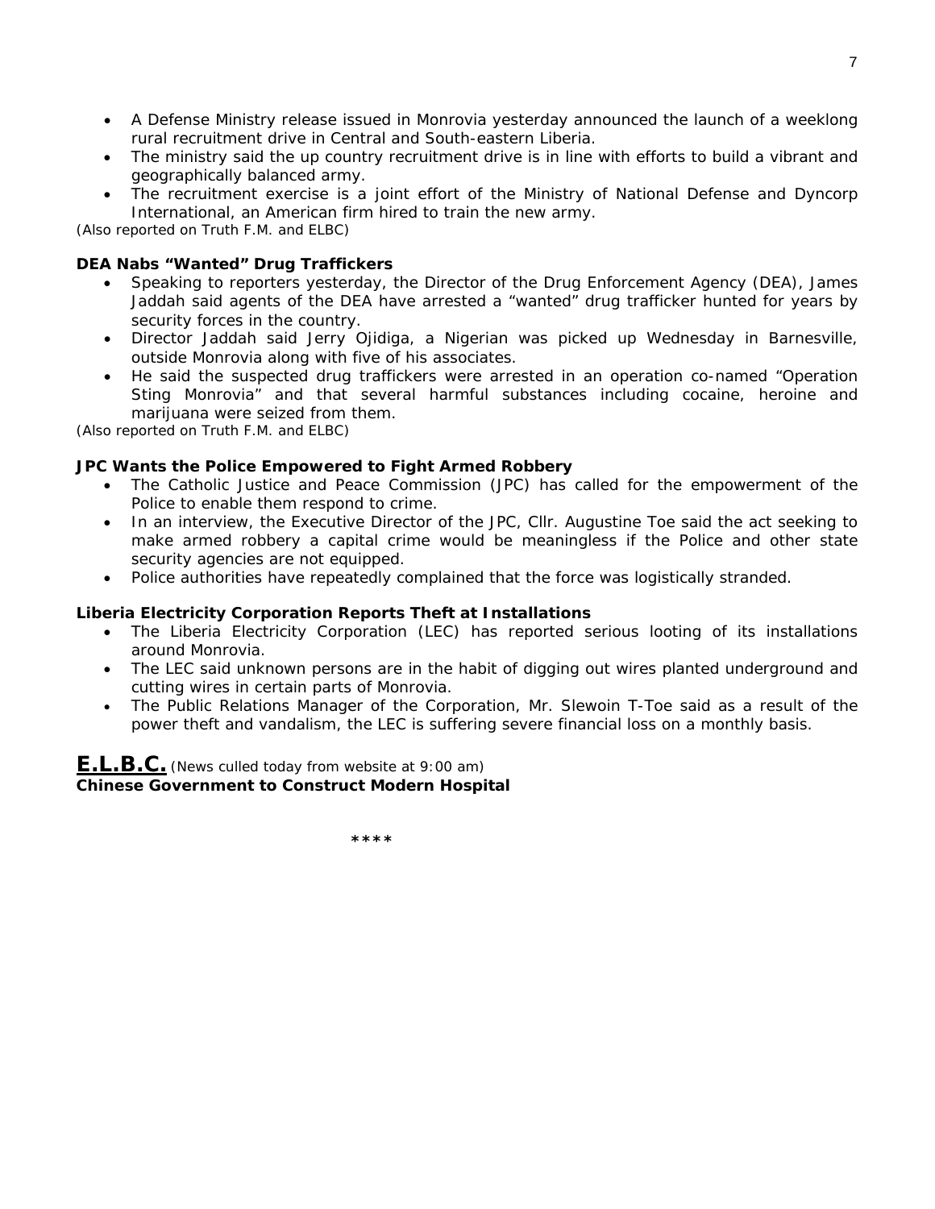- A Defense Ministry release issued in Monrovia yesterday announced the launch of a weeklong rural recruitment drive in Central and South-eastern Liberia.
- The ministry said the up country recruitment drive is in line with efforts to build a vibrant and geographically balanced army.
- The recruitment exercise is a joint effort of the Ministry of National Defense and Dyncorp International, an American firm hired to train the new army.

*(Also reported on Truth F.M. and ELBC)*

**DEA Nabs "Wanted" Drug Traffickers**

- Speaking to reporters yesterday, the Director of the Drug Enforcement Agency (DEA), James Jaddah said agents of the DEA have arrested a "wanted" drug trafficker hunted for years by security forces in the country.
- Director Jaddah said Jerry Ojidiga, a Nigerian was picked up Wednesday in Barnesville, outside Monrovia along with five of his associates.
- He said the suspected drug traffickers were arrested in an operation co-named "Operation Sting Monrovia" and that several harmful substances including cocaine, heroine and marijuana were seized from them.

*(Also reported on Truth F.M. and ELBC)*

**JPC Wants the Police Empowered to Fight Armed Robbery**

- The Catholic Justice and Peace Commission (JPC) has called for the empowerment of the Police to enable them respond to crime.
- In an interview, the Executive Director of the JPC, Cllr. Augustine Toe said the act seeking to make armed robbery a capital crime would be meaningless if the Police and other state security agencies are not equipped.
- Police authorities have repeatedly complained that the force was logistically stranded.

**Liberia Electricity Corporation Reports Theft at Installations**

- The Liberia Electricity Corporation (LEC) has reported serious looting of its installations around Monrovia.
- The LEC said unknown persons are in the habit of digging out wires planted underground and cutting wires in certain parts of Monrovia.
- The Public Relations Manager of the Corporation, Mr. Slewoin T-Toe said as a result of the power theft and vandalism, the LEC is suffering severe financial loss on a monthly basis.

## E.L.B.C. *(News culled today from website at 9:00 am)*

**Chinese Government to Construct Modern Hospital**

****